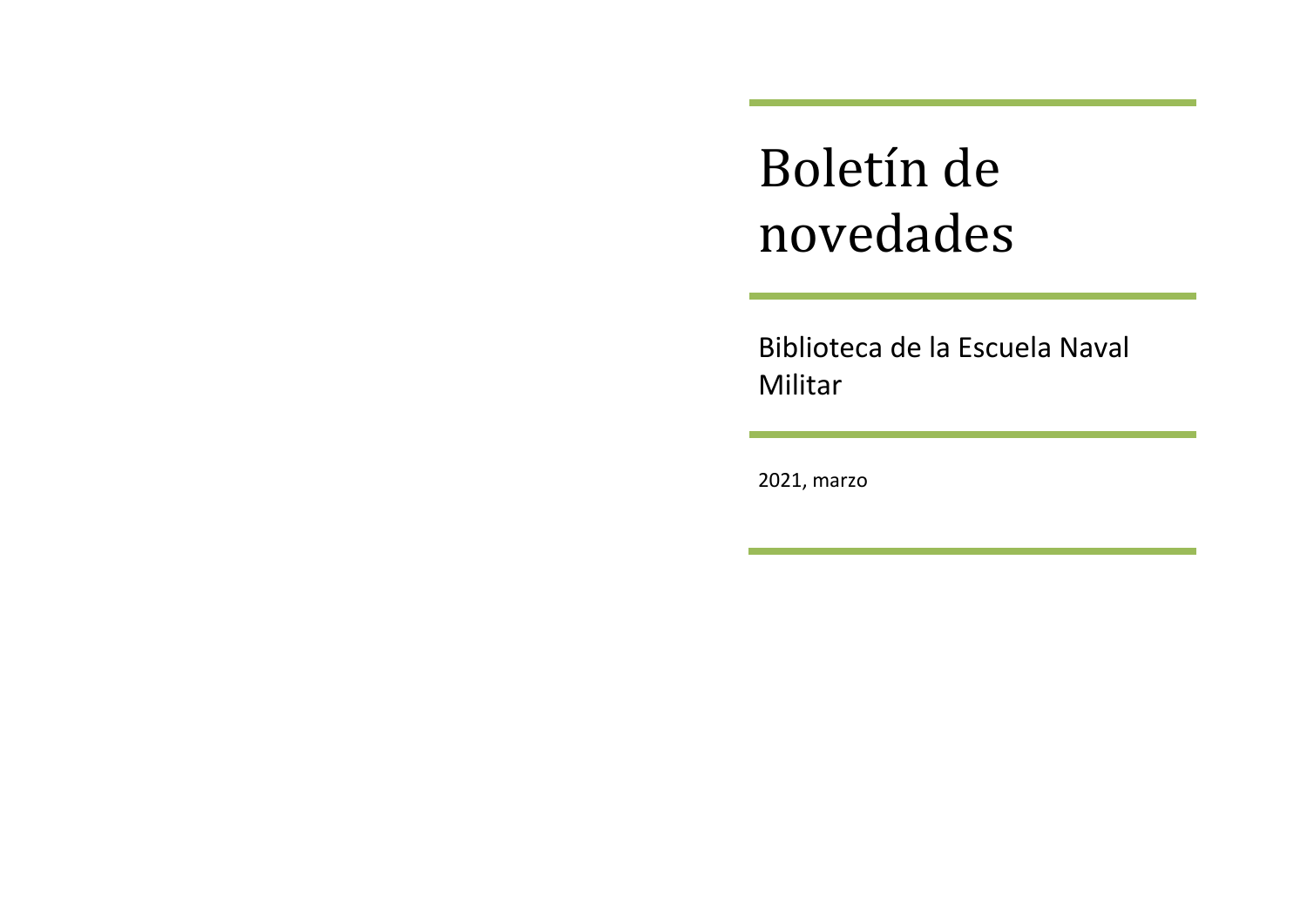# Boletín de novedades

Biblioteca de la Escuela Naval Militar

2021, marzo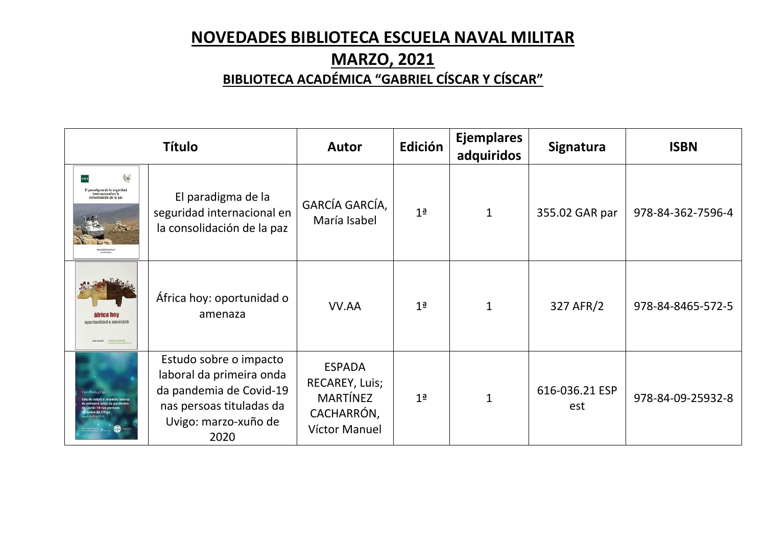# NOVEDADES BIBLIOTECA ESCUELA NAVAL MILITAR

## MARZO, 2021

### BIBLIOTECA ACADÉMICA "GABRIEL CÍSCAR Y CÍSCAR"

| Título | | Autor | Edición | Ejemplares adquiridos | Signatura | ISBN |
|---|---|---|---|---|---|---|
| | El paradigma de la seguridad internacional en la consolidación de la paz | GARCÍA GARCÍA, María Isabel | 1ª | 1 | 355.02 GAR par | 978-84-362-7596-4 |
| | África hoy: oportunidad o amenaza | VV.AA | 1ª | 1 | 327 AFR/2 | 978-84-8465-572-5 |
| | Estudo sobre o impacto laboral da primeira onda da pandemia de Covid-19 nas persoas tituladas da Uvigo: marzo-xuño de 2020 | ESPADA RECAREY, Luis; MARTÍNEZ CACHARRÓN, Víctor Manuel | 1ª | 1 | 616-036.21 ESP est | 978-84-09-25932-8 |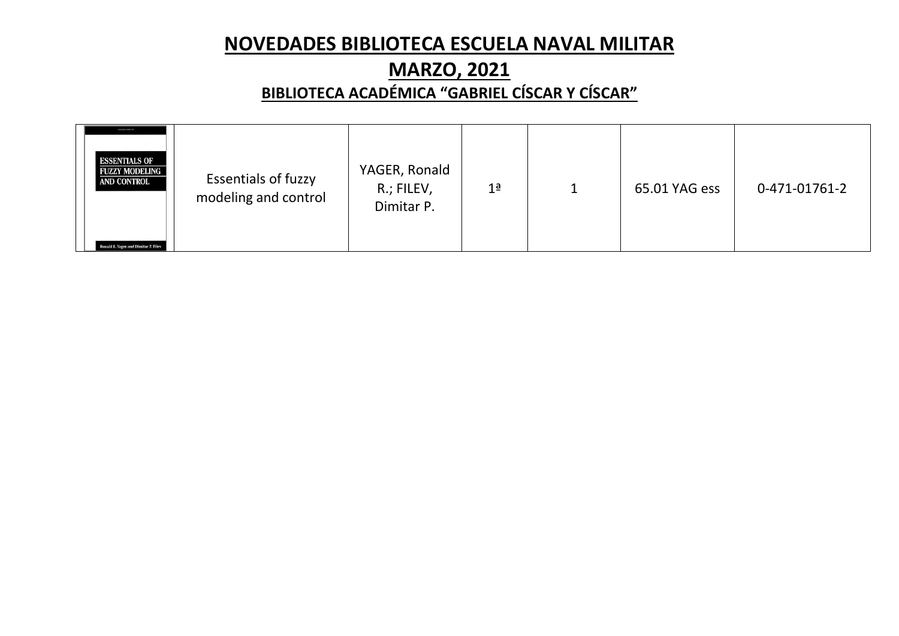# NOVEDADES BIBLIOTECA ESCUELA NAVAL MILITAR

## MARZO, 2021

### BIBLIOTECA ACADÉMICA "GABRIEL CÍSCAR Y CÍSCAR"

| | | | | | | |
|---|---|---|---|---|---|---|
| ESSENTIALS OF FUZZY MODELING AND CONTROL Ronald R. Yager and Dimitar P. Filev | Essentials of fuzzy modeling and control | YAGER, Ronald R.; FILEV, Dimitar P. | 1ª | 1 | 65.01 YAG ess | 0-471-01761-2 |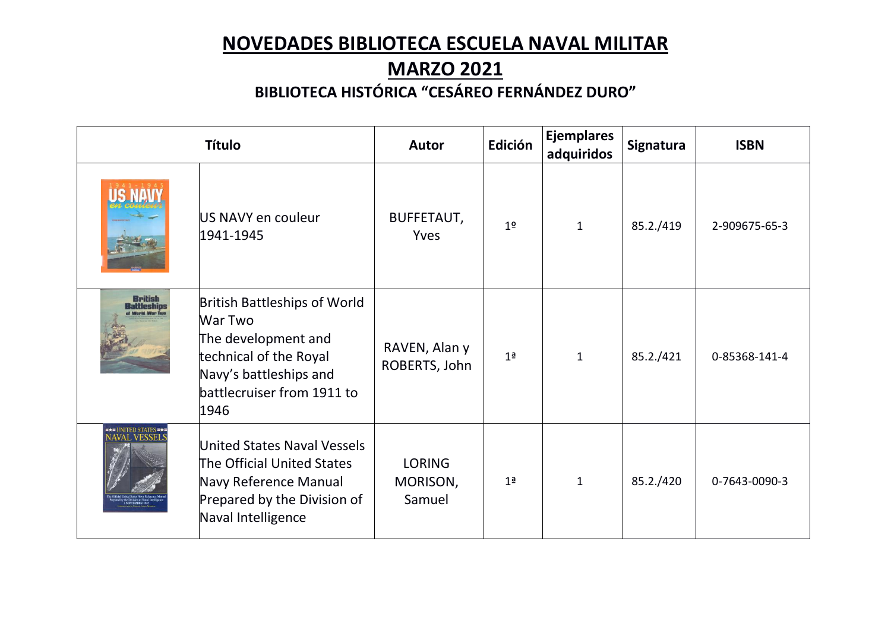# NOVEDADES BIBLIOTECA ESCUELA NAVAL MILITAR

## MARZO 2021

### BIBLIOTECA HISTÓRICA "CESÁREO FERNÁNDEZ DURO"

| Título | | Autor | Edición | Ejemplares adquiridos | Signatura | ISBN |
|---|---|---|---|---|---|---|
| | US NAVY en couleur 1941-1945 | BUFFETAUT, Yves | 1º | 1 | 85.2./419 | 2-909675-65-3 |
| | British Battleships of World War Two The development and technical of the Royal Navy's battleships and battlecruiser from 1911 to 1946 | RAVEN, Alan y ROBERTS, John | 1ª | 1 | 85.2./421 | 0-85368-141-4 |
| | United States Naval Vessels The Official United States Navy Reference Manual Prepared by the Division of Naval Intelligence | LORING MORISON, Samuel | 1ª | 1 | 85.2./420 | 0-7643-0090-3 |